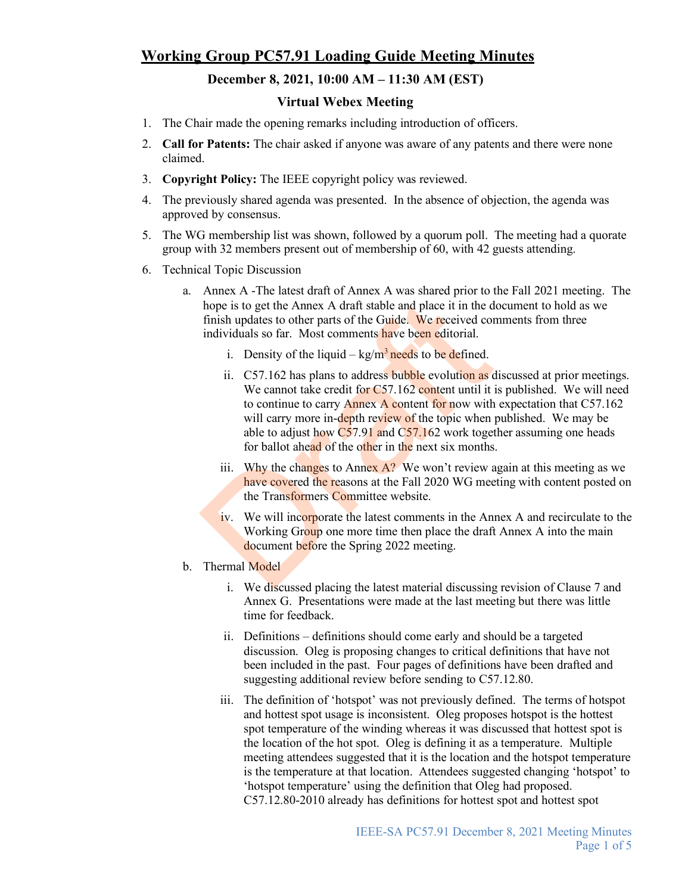# Working Group PC57.91 Loading Guide Meeting Minutes

### December 8, 2021, 10:00 AM – 11:30 AM (EST)

### Virtual Webex Meeting

1. The Chair made the opening remarks including introduction of officers.
2. **Call for Patents:** The chair asked if anyone was aware of any patents and there were none claimed.
3. **Copyright Policy:** The IEEE copyright policy was reviewed.
4. The previously shared agenda was presented. In the absence of objection, the agenda was approved by consensus.
5. The WG membership list was shown, followed by a quorum poll. The meeting had a quorate group with 32 members present out of membership of 60, with 42 guests attending.
6. Technical Topic Discussion
   a. Annex A -The latest draft of Annex A was shared prior to the Fall 2021 meeting. The hope is to get the Annex A draft stable and place it in the document to hold as we finish updates to other parts of the Guide. We received comments from three individuals so far. Most comments have been editorial.
      i. Density of the liquid – $kg/m^3$ needs to be defined.
      ii. C57.162 has plans to address bubble evolution as discussed at prior meetings. We cannot take credit for C57.162 content until it is published. We will need to continue to carry Annex A content for now with expectation that C57.162 will carry more in-depth review of the topic when published. We may be able to adjust how C57.91 and C57.162 work together assuming one heads for ballot ahead of the other in the next six months.
      iii. Why the changes to Annex A? We won't review again at this meeting as we have covered the reasons at the Fall 2020 WG meeting with content posted on the Transformers Committee website.
      iv. We will incorporate the latest comments in the Annex A and recirculate to the Working Group one more time then place the draft Annex A into the main document before the Spring 2022 meeting.
   b. Thermal Model
      i. We discussed placing the latest material discussing revision of Clause 7 and Annex G. Presentations were made at the last meeting but there was little time for feedback.
      ii. Definitions – definitions should come early and should be a targeted discussion. Oleg is proposing changes to critical definitions that have not been included in the past. Four pages of definitions have been drafted and suggesting additional review before sending to C57.12.80.
      iii. The definition of 'hotspot' was not previously defined. The terms of hotspot and hottest spot usage is inconsistent. Oleg proposes hotspot is the hottest spot temperature of the winding whereas it was discussed that hottest spot is the location of the hot spot. Oleg is defining it as a temperature. Multiple meeting attendees suggested that it is the location and the hotspot temperature is the temperature at that location. Attendees suggested changing 'hotspot' to 'hotspot temperature' using the definition that Oleg had proposed. C57.12.80-2010 already has definitions for hottest spot and hottest spot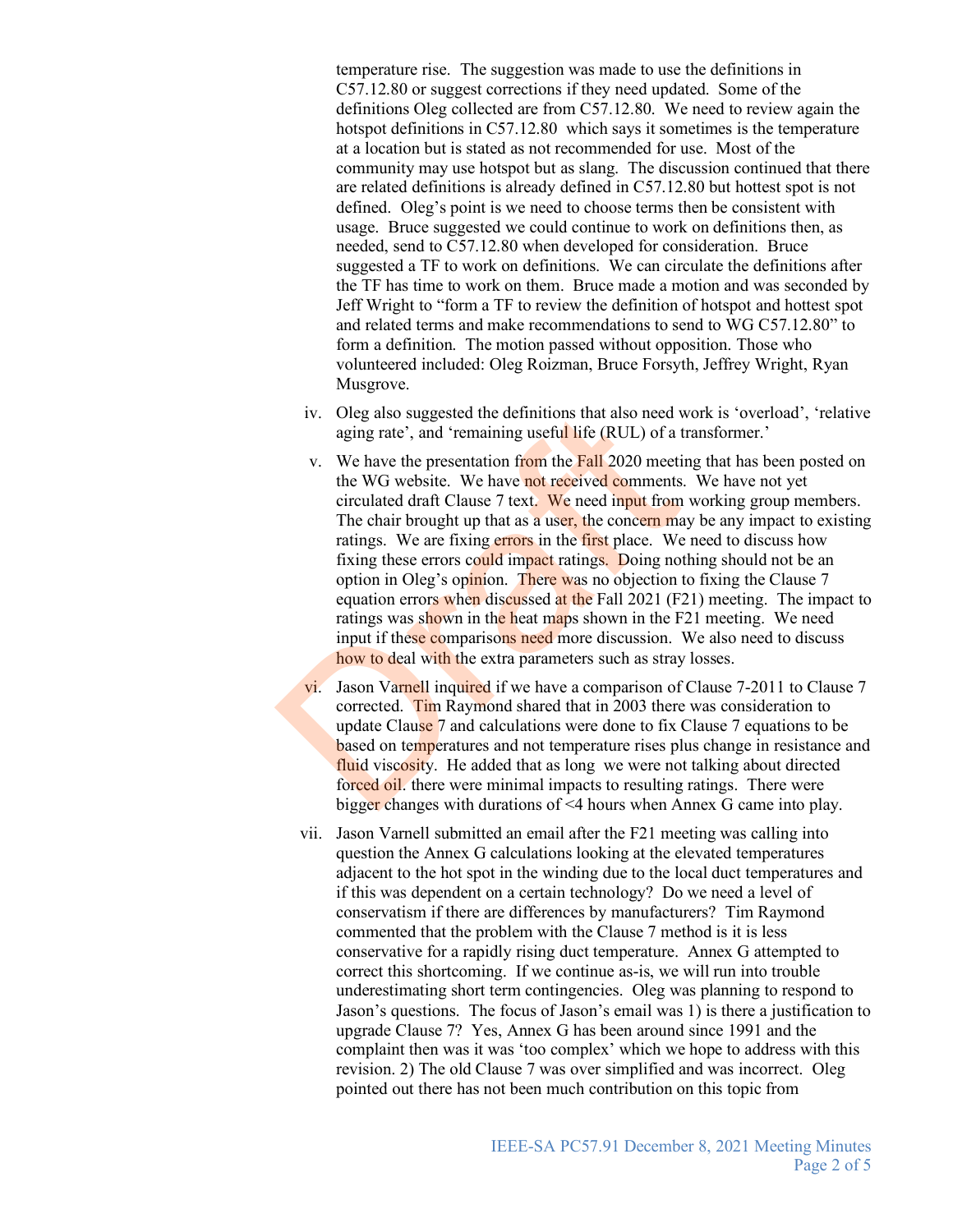temperature rise. The suggestion was made to use the definitions in C57.12.80 or suggest corrections if they need updated. Some of the definitions Oleg collected are from C57.12.80. We need to review again the hotspot definitions in C57.12.80 which says it sometimes is the temperature at a location but is stated as not recommended for use. Most of the community may use hotspot but as slang. The discussion continued that there are related definitions is already defined in C57.12.80 but hottest spot is not defined. Oleg's point is we need to choose terms then be consistent with usage. Bruce suggested we could continue to work on definitions then, as needed, send to C57.12.80 when developed for consideration. Bruce suggested a TF to work on definitions. We can circulate the definitions after the TF has time to work on them. Bruce made a motion and was seconded by Jeff Wright to "form a TF to review the definition of hotspot and hottest spot and related terms and make recommendations to send to WG C57.12.80" to form a definition. The motion passed without opposition. Those who volunteered included: Oleg Roizman, Bruce Forsyth, Jeffrey Wright, Ryan Musgrove.

iv. Oleg also suggested the definitions that also need work is 'overload', 'relative aging rate', and 'remaining useful life (RUL) of a transformer.'

v. We have the presentation from the Fall 2020 meeting that has been posted on the WG website. We have not received comments. We have not yet circulated draft Clause 7 text. We need input from working group members. The chair brought up that as a user, the concern may be any impact to existing ratings. We are fixing errors in the first place. We need to discuss how fixing these errors could impact ratings. Doing nothing should not be an option in Oleg's opinion. There was no objection to fixing the Clause 7 equation errors when discussed at the Fall 2021 (F21) meeting. The impact to ratings was shown in the heat maps shown in the F21 meeting. We need input if these comparisons need more discussion. We also need to discuss how to deal with the extra parameters such as stray losses.

vi. Jason Varnell inquired if we have a comparison of Clause 7-2011 to Clause 7 corrected. Tim Raymond shared that in 2003 there was consideration to update Clause 7 and calculations were done to fix Clause 7 equations to be based on temperatures and not temperature rises plus change in resistance and fluid viscosity. He added that as long we were not talking about directed forced oil. there were minimal impacts to resulting ratings. There were bigger changes with durations of <4 hours when Annex G came into play.

vii. Jason Varnell submitted an email after the F21 meeting was calling into question the Annex G calculations looking at the elevated temperatures adjacent to the hot spot in the winding due to the local duct temperatures and if this was dependent on a certain technology? Do we need a level of conservatism if there are differences by manufacturers? Tim Raymond commented that the problem with the Clause 7 method is it is less conservative for a rapidly rising duct temperature. Annex G attempted to correct this shortcoming. If we continue as-is, we will run into trouble underestimating short term contingencies. Oleg was planning to respond to Jason's questions. The focus of Jason's email was 1) is there a justification to upgrade Clause 7? Yes, Annex G has been around since 1991 and the complaint then was it was 'too complex' which we hope to address with this revision. 2) The old Clause 7 was over simplified and was incorrect. Oleg pointed out there has not been much contribution on this topic from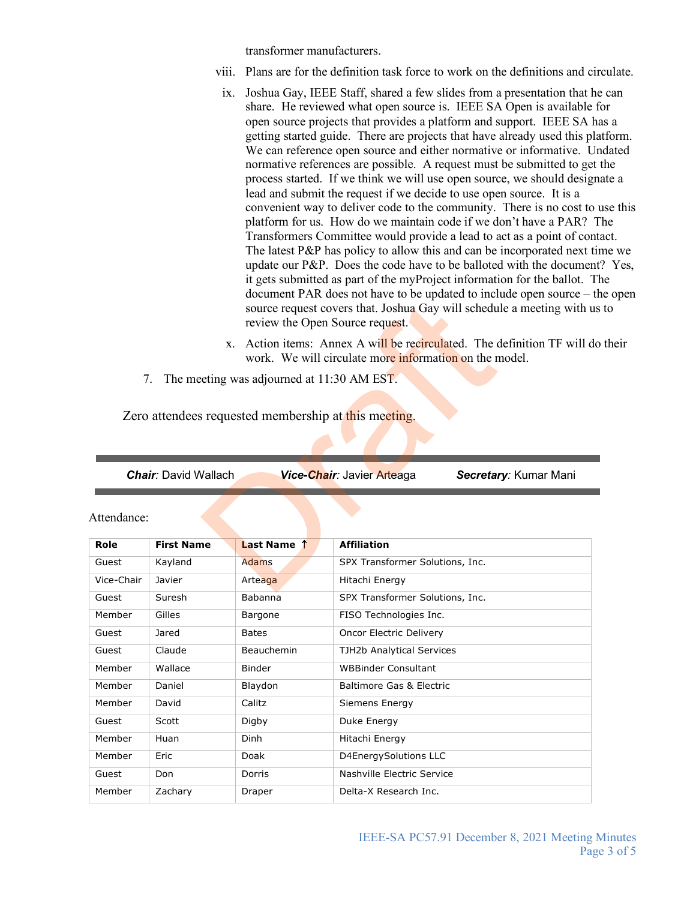transformer manufacturers.

viii. Plans are for the definition task force to work on the definitions and circulate.

ix. Joshua Gay, IEEE Staff, shared a few slides from a presentation that he can share. He reviewed what open source is. IEEE SA Open is available for open source projects that provides a platform and support. IEEE SA has a getting started guide. There are projects that have already used this platform. We can reference open source and either normative or informative. Undated normative references are possible. A request must be submitted to get the process started. If we think we will use open source, we should designate a lead and submit the request if we decide to use open source. It is a convenient way to deliver code to the community. There is no cost to use this platform for us. How do we maintain code if we don't have a PAR? The Transformers Committee would provide a lead to act as a point of contact. The latest P&P has policy to allow this and can be incorporated next time we update our P&P. Does the code have to be balloted with the document? Yes, it gets submitted as part of the myProject information for the ballot. The document PAR does not have to be updated to include open source – the open source request covers that. Joshua Gay will schedule a meeting with us to review the Open Source request.

x. Action items: Annex A will be recirculated. The definition TF will do their work. We will circulate more information on the model.

7. The meeting was adjourned at 11:30 AM EST.

Zero attendees requested membership at this meeting.

***Chair***: David Wallach ***Vice-Chair***: Javier Arteaga ***Secretary***: Kumar Mani

Attendance:

| Role | First Name | Last Name ↑ | Affiliation |
|---|---|---|---|
| Guest | Kayland | Adams | SPX Transformer Solutions, Inc. |
| Vice-Chair | Javier | Arteaga | Hitachi Energy |
| Guest | Suresh | Babanna | SPX Transformer Solutions, Inc. |
| Member | Gilles | Bargone | FISO Technologies Inc. |
| Guest | Jared | Bates | Oncor Electric Delivery |
| Guest | Claude | Beauchemin | TJH2b Analytical Services |
| Member | Wallace | Binder | WBBinder Consultant |
| Member | Daniel | Blaydon | Baltimore Gas & Electric |
| Member | David | Calitz | Siemens Energy |
| Guest | Scott | Digby | Duke Energy |
| Member | Huan | Dinh | Hitachi Energy |
| Member | Eric | Doak | D4EnergySolutions LLC |
| Guest | Don | Dorris | Nashville Electric Service |
| Member | Zachary | Draper | Delta-X Research Inc. |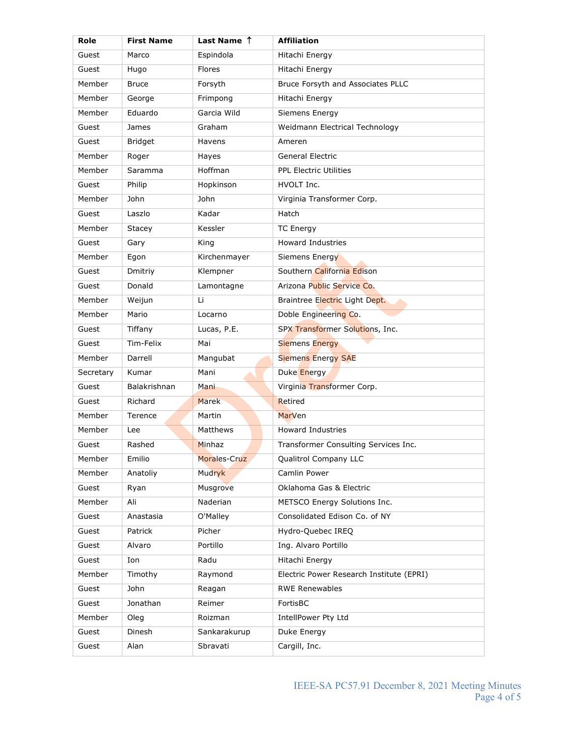| Role | First Name | Last Name ↑ | Affiliation |
|---|---|---|---|
| Guest | Marco | Espindola | Hitachi Energy |
| Guest | Hugo | Flores | Hitachi Energy |
| Member | Bruce | Forsyth | Bruce Forsyth and Associates PLLC |
| Member | George | Frimpong | Hitachi Energy |
| Member | Eduardo | Garcia Wild | Siemens Energy |
| Guest | James | Graham | Weidmann Electrical Technology |
| Guest | Bridget | Havens | Ameren |
| Member | Roger | Hayes | General Electric |
| Member | Saramma | Hoffman | PPL Electric Utilities |
| Guest | Philip | Hopkinson | HVOLT Inc. |
| Member | John | John | Virginia Transformer Corp. |
| Guest | Laszlo | Kadar | Hatch |
| Member | Stacey | Kessler | TC Energy |
| Guest | Gary | King | Howard Industries |
| Member | Egon | Kirchenmayer | Siemens Energy |
| Guest | Dmitriy | Klempner | Southern California Edison |
| Guest | Donald | Lamontagne | Arizona Public Service Co. |
| Member | Weijun | Li | Braintree Electric Light Dept. |
| Member | Mario | Locarno | Doble Engineering Co. |
| Guest | Tiffany | Lucas, P.E. | SPX Transformer Solutions, Inc. |
| Guest | Tim-Felix | Mai | Siemens Energy |
| Member | Darrell | Mangubat | Siemens Energy SAE |
| Secretary | Kumar | Mani | Duke Energy |
| Guest | Balakrishnan | Mani | Virginia Transformer Corp. |
| Guest | Richard | Marek | Retired |
| Member | Terence | Martin | MarVen |
| Member | Lee | Matthews | Howard Industries |
| Guest | Rashed | Minhaz | Transformer Consulting Services Inc. |
| Member | Emilio | Morales-Cruz | Qualitrol Company LLC |
| Member | Anatoliy | Mudryk | Camlin Power |
| Guest | Ryan | Musgrove | Oklahoma Gas & Electric |
| Member | Ali | Naderian | METSCO Energy Solutions Inc. |
| Guest | Anastasia | O'Malley | Consolidated Edison Co. of NY |
| Guest | Patrick | Picher | Hydro-Quebec IREQ |
| Guest | Alvaro | Portillo | Ing. Alvaro Portillo |
| Guest | Ion | Radu | Hitachi Energy |
| Member | Timothy | Raymond | Electric Power Research Institute (EPRI) |
| Guest | John | Reagan | RWE Renewables |
| Guest | Jonathan | Reimer | FortisBC |
| Member | Oleg | Roizman | IntellPower Pty Ltd |
| Guest | Dinesh | Sankarakurup | Duke Energy |
| Guest | Alan | Sbravati | Cargill, Inc. |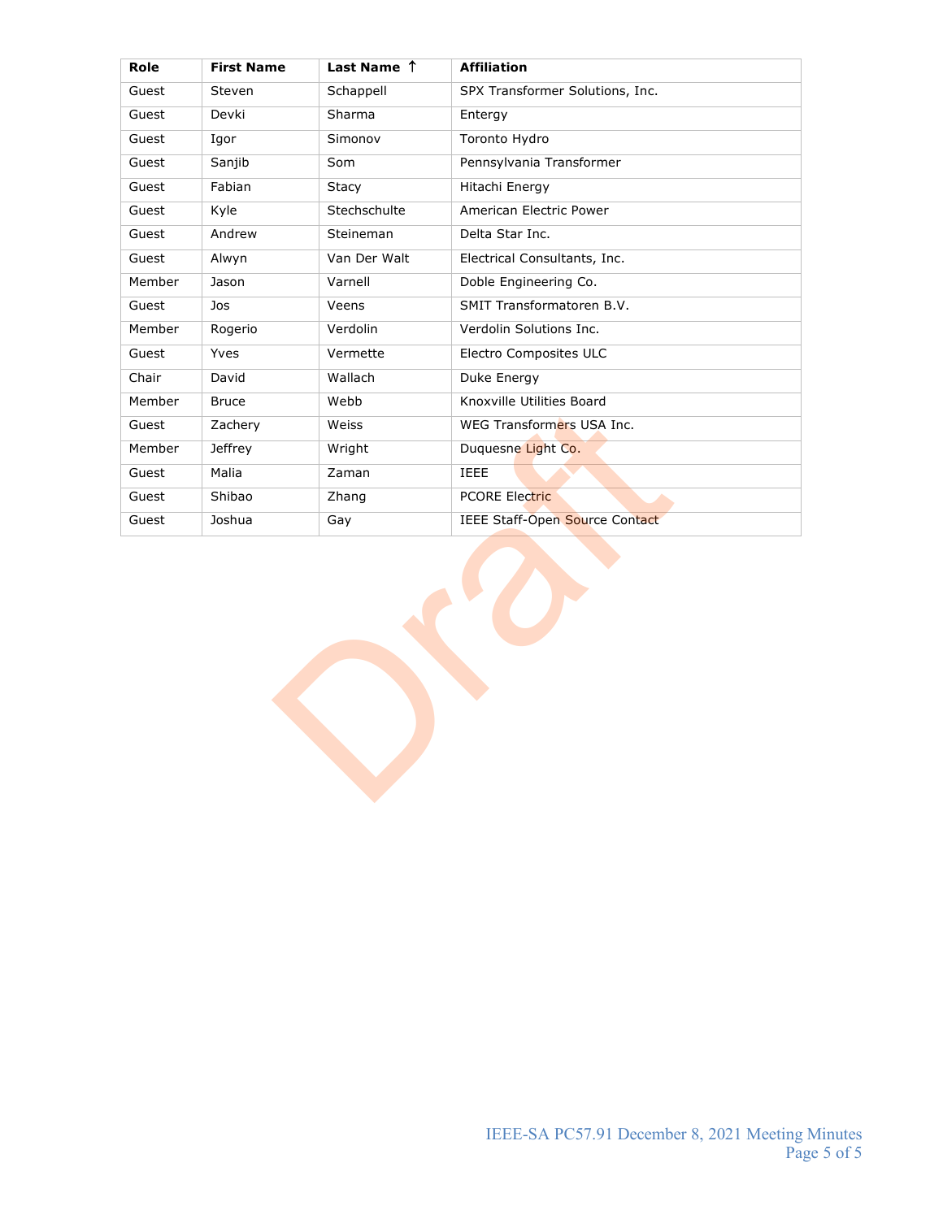| Role | First Name | Last Name ↑ | Affiliation |
|---|---|---|---|
| Guest | Steven | Schappell | SPX Transformer Solutions, Inc. |
| Guest | Devki | Sharma | Entergy |
| Guest | Igor | Simonov | Toronto Hydro |
| Guest | Sanjib | Som | Pennsylvania Transformer |
| Guest | Fabian | Stacy | Hitachi Energy |
| Guest | Kyle | Stechschulte | American Electric Power |
| Guest | Andrew | Steineman | Delta Star Inc. |
| Guest | Alwyn | Van Der Walt | Electrical Consultants, Inc. |
| Member | Jason | Varnell | Doble Engineering Co. |
| Guest | Jos | Veens | SMIT Transformatoren B.V. |
| Member | Rogerio | Verdolin | Verdolin Solutions Inc. |
| Guest | Yves | Vermette | Electro Composites ULC |
| Chair | David | Wallach | Duke Energy |
| Member | Bruce | Webb | Knoxville Utilities Board |
| Guest | Zachery | Weiss | WEG Transformers USA Inc. |
| Member | Jeffrey | Wright | Duquesne Light Co. |
| Guest | Malia | Zaman | IEEE |
| Guest | Shibao | Zhang | PCORE Electric |
| Guest | Joshua | Gay | IEEE Staff-Open Source Contact |